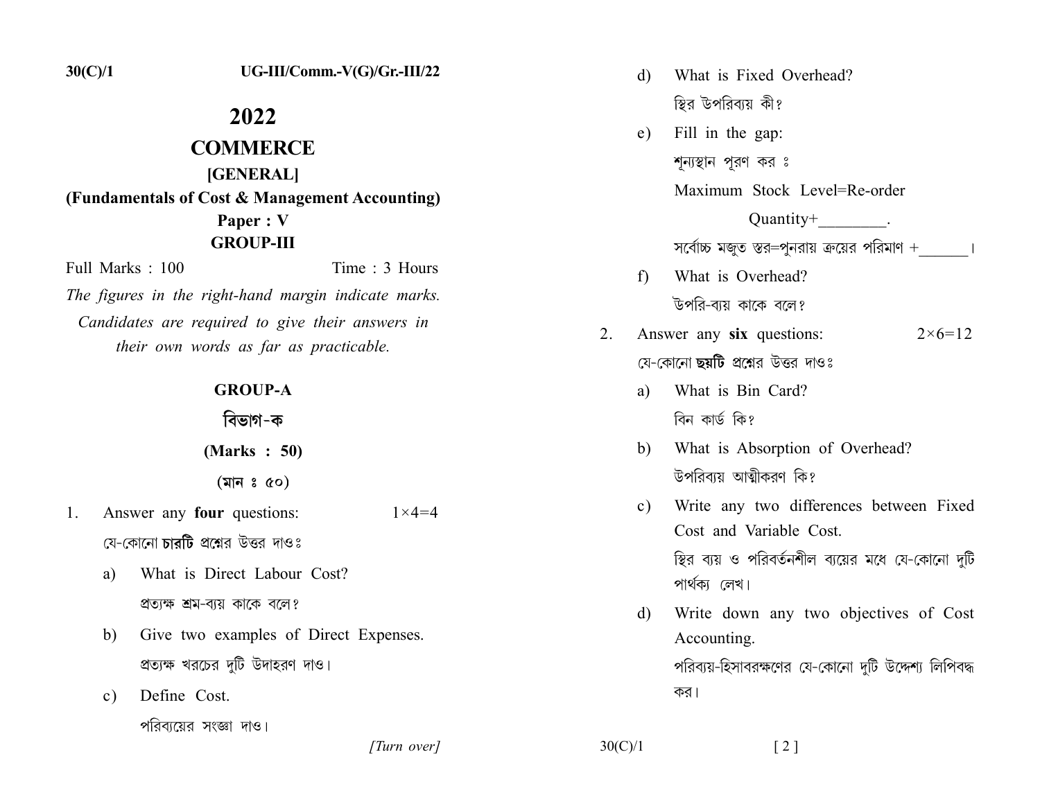30(C)/1 UG-III/Comm.-V(G)/Gr.-III/22

# 2022

## COMMERCE

### [GENERAL]

### (Fundamentals of Cost & Management Accounting)

### Paper : V

### GROUP-III

Full Marks : 100 Time : 3 Hours

*The figures in the right-hand margin indicate marks.*
*Candidates are required to give their answers in their own words as far as practicable.*

## GROUP-A

## বিভাগ-ক

**(Marks : 50)**

**(মান ঃ ৫০)**

1. Answer any **four** questions: $1 \times 4 = 4$

   যে-কোনো **চারটি** প্রশ্নের উত্তর দাওঃ

   a) What is Direct Labour Cost?

   প্রত্যক্ষ শ্রম-ব্যয় কাকে বলে?

   b) Give two examples of Direct Expenses.

   প্রত্যক্ষ খরচের দুটি উদাহরণ দাও।

   c) Define Cost.

   পরিব্যয়ের সংজ্ঞা দাও।

   d) What is Fixed Overhead?

   স্থির উপরিব্যয় কী?

   e) Fill in the gap:

   শূন্যস্থান পূরণ কর ঃ

   Maximum Stock Level=Re-order Quantity+________.

   সর্বোচ্চ মজুত স্তর=পুনরায় ক্রয়ের পরিমাণ +______।

   f) What is Overhead?

   উপরি-ব্যয় কাকে বলে?

2. Answer any **six** questions: $2 \times 6 = 12$

   যে-কোনো **ছয়টি** প্রশ্নের উত্তর দাওঃ

   a) What is Bin Card?

   বিন কার্ড কি?

   b) What is Absorption of Overhead?

   উপরিব্যয় আত্মীকরণ কি?

   c) Write any two differences between Fixed Cost and Variable Cost.

   স্থির ব্যয় ও পরিবর্তনশীল ব্যয়ের মধে যে-কোনো দুটি পার্থক্য লেখ।

   d) Write down any two objectives of Cost Accounting.

   পরিব্যয়-হিসাবরক্ষণের যে-কোনো দুটি উদ্দেশ্য লিপিবদ্ধ কর।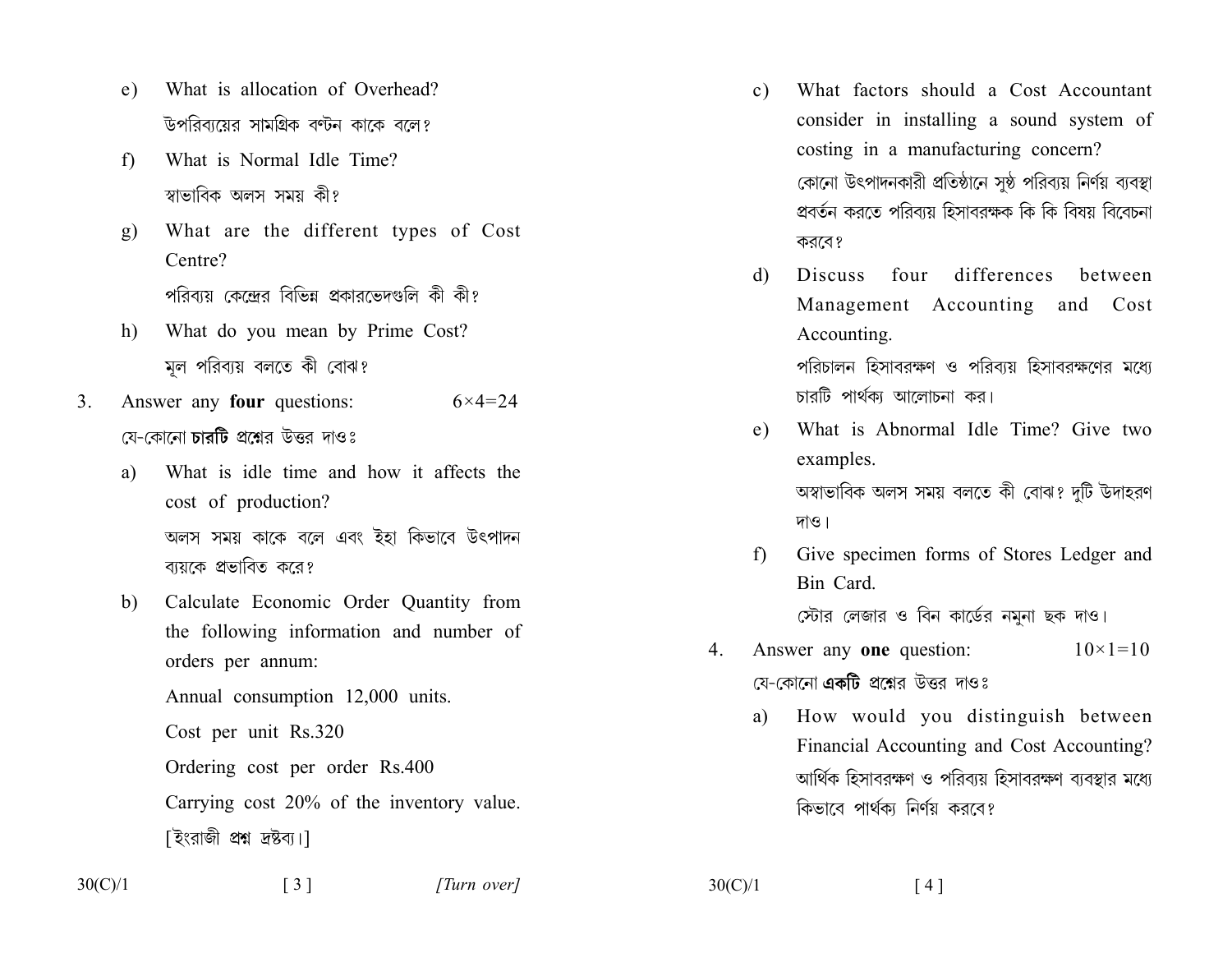e) What is allocation of Overhead?

উপরিব্যয়ের সামগ্রিক বণ্টন কাকে বলে?

f) What is Normal Idle Time?

স্বাভাবিক অলস সময় কী?

g) What are the different types of Cost Centre?

পরিব্যয় কেন্দ্রের বিভিন্ন প্রকারভেদগুলি কী কী?

h) What do you mean by Prime Cost?

মূল পরিব্যয় বলতে কী বোঝ?

3. Answer any **four** questions: $6 \times 4 = 24$

যে-কোনো **চারটি** প্রশ্নের উত্তর দাওঃ

a) What is idle time and how it affects the cost of production?

অলস সময় কাকে বলে এবং ইহা কিভাবে উৎপাদন ব্যয়কে প্রভাবিত করে?

b) Calculate Economic Order Quantity from the following information and number of orders per annum:

Annual consumption 12,000 units.

Cost per unit Rs.320

Ordering cost per order Rs.400

Carrying cost 20% of the inventory value.

[ইংরাজী প্রশ্ন দ্রষ্টব্য।]

c) What factors should a Cost Accountant consider in installing a sound system of costing in a manufacturing concern?

কোনো উৎপাদনকারী প্রতিষ্ঠানে সুষ্ঠ পরিব্যয় নির্ণয় ব্যবস্থা প্রবর্তন করতে পরিব্যয় হিসাবরক্ষক কি কি বিষয় বিবেচনা করবে?

d) Discuss four differences between Management Accounting and Cost Accounting.

পরিচালন হিসাবরক্ষণ ও পরিব্যয় হিসাবরক্ষণের মধ্যে চারটি পার্থক্য আলোচনা কর।

e) What is Abnormal Idle Time? Give two examples.

অস্বাভাবিক অলস সময় বলতে কী বোঝ? দুটি উদাহরণ দাও।

f) Give specimen forms of Stores Ledger and Bin Card.

স্টোর লেজার ও বিন কার্ডের নমুনা ছক দাও।

4. Answer any **one** question: $10 \times 1 = 10$

যে-কোনো **একটি** প্রশ্নের উত্তর দাওঃ

a) How would you distinguish between Financial Accounting and Cost Accounting?

আর্থিক হিসাবরক্ষণ ও পরিব্যয় হিসাবরক্ষণ ব্যবস্থার মধ্যে কিভাবে পার্থক্য নির্ণয় করবে?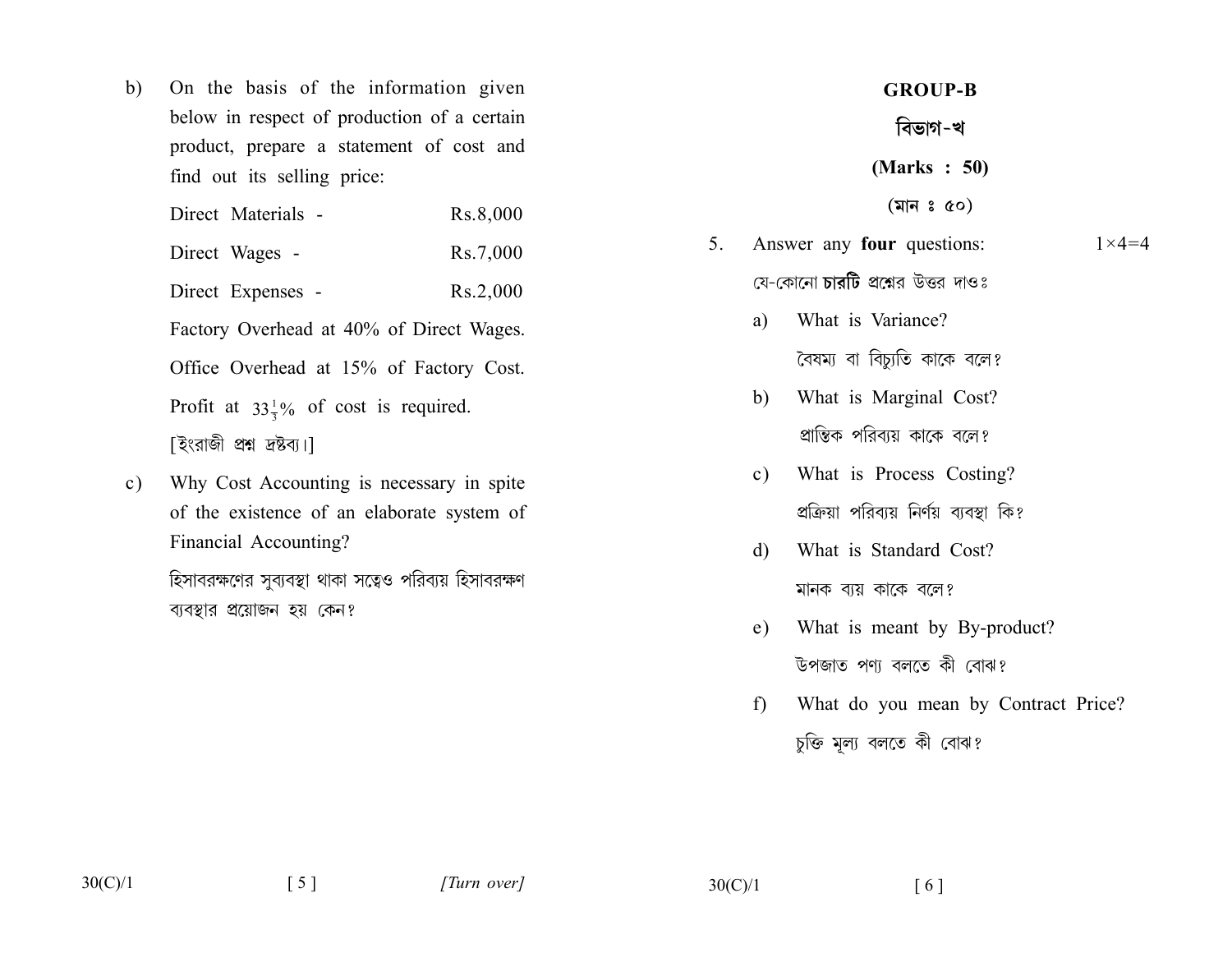b) On the basis of the information given below in respect of production of a certain product, prepare a statement of cost and find out its selling price:

| | |
|---|---|
| Direct Materials - | Rs.8,000 |
| Direct Wages - | Rs.7,000 |
| Direct Expenses - | Rs.2,000 |

Factory Overhead at 40% of Direct Wages.

Office Overhead at 15% of Factory Cost.

Profit at $33\frac{1}{3}\%$ of cost is required.

[ইংরাজী প্রশ্ন দ্রষ্টব্য।]

c) Why Cost Accounting is necessary in spite of the existence of an elaborate system of Financial Accounting?

হিসাবরক্ষণের সুব্যবস্থা থাকা সত্ত্বেও পরিব্যয় হিসাবরক্ষণ ব্যবস্থার প্রয়োজন হয় কেন?

## GROUP-B

## বিভাগ-খ

**(Marks : 50)**

**(মান : ৫০)**

5. Answer any **four** questions: $1\times4=4$

   যে-কোনো **চারটি** প্রশ্নের উত্তর দাওঃ

   a) What is Variance?

   বৈষম্য বা বিচ্যুতি কাকে বলে?

   b) What is Marginal Cost?

   প্রান্তিক পরিব্যয় কাকে বলে?

   c) What is Process Costing?

   প্রক্রিয়া পরিব্যয় নির্ণয় ব্যবস্থা কি?

   d) What is Standard Cost?

   মানক ব্যয় কাকে বলে?

   e) What is meant by By-product?

   উপজাত পণ্য বলতে কী বোঝ?

   f) What do you mean by Contract Price?

   চুক্তি মূল্য বলতে কী বোঝ?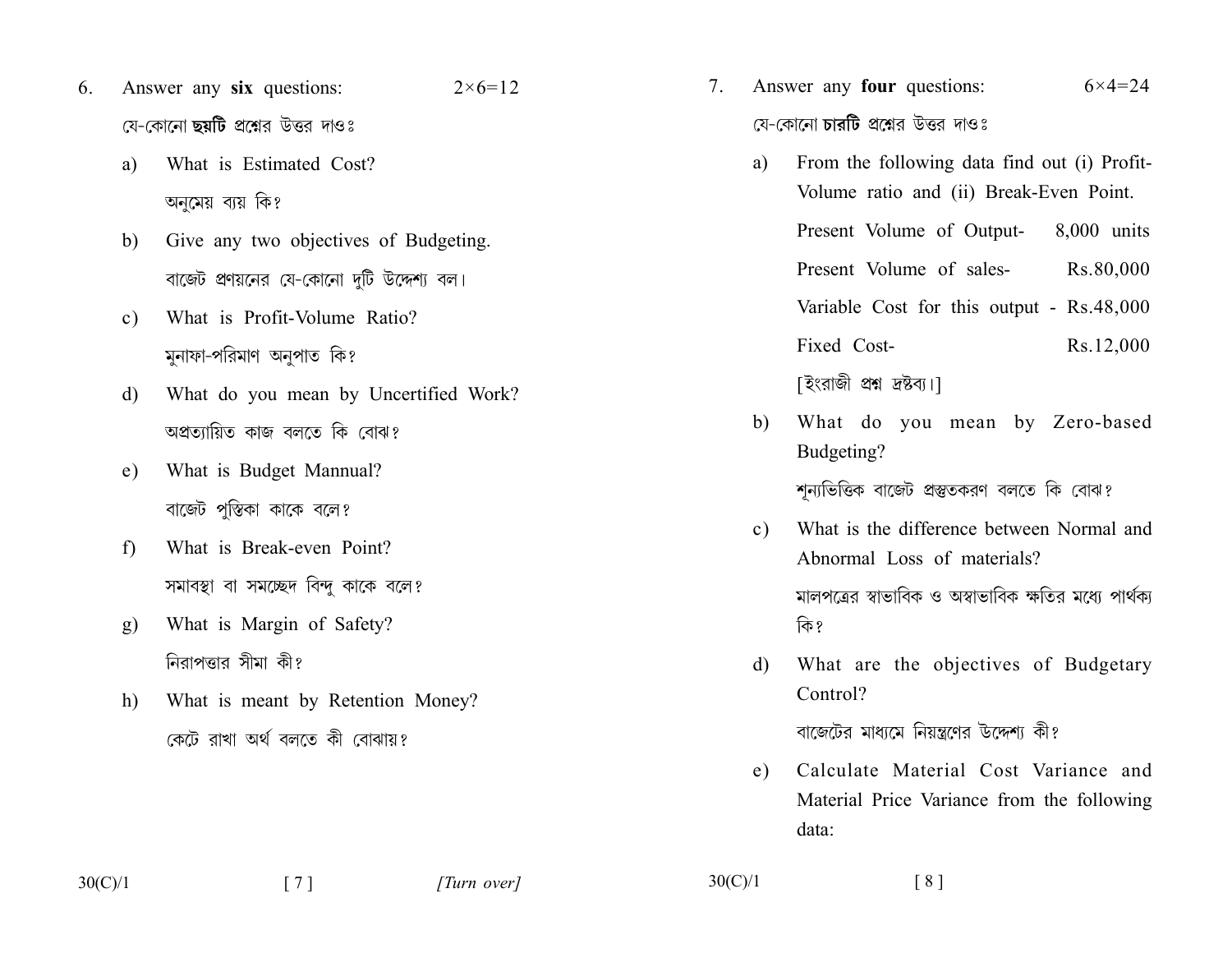6. Answer any **six** questions: $2 \times 6 = 12$

   যে-কোনো **ছয়টি** প্রশ্নের উত্তর দাওঃ

   a) What is Estimated Cost?

      অনুমেয় ব্যয় কি?

   b) Give any two objectives of Budgeting.

      বাজেট প্রণয়নের যে-কোনো দুটি উদ্দেশ্য বল।

   c) What is Profit-Volume Ratio?

      মুনাফা-পরিমাণ অনুপাত কি?

   d) What do you mean by Uncertified Work?

      অপ্রত্যায়িত কাজ বলতে কি বোঝ?

   e) What is Budget Mannual?

      বাজেট পুস্তিকা কাকে বলে?

   f) What is Break-even Point?

      সমাবস্থা বা সমচ্ছেদ বিন্দু কাকে বলে?

   g) What is Margin of Safety?

      নিরাপত্তার সীমা কী?

   h) What is meant by Retention Money?

      কেটে রাখা অর্থ বলতে কী বোঝায়?

7. Answer any **four** questions: $6 \times 4 = 24$

   যে-কোনো **চারটি** প্রশ্নের উত্তর দাওঃ

   a) From the following data find out (i) Profit-Volume ratio and (ii) Break-Even Point.

      | | |
      |---|---|
      | Present Volume of Output- | 8,000 units |
      | Present Volume of sales- | Rs.80,000 |
      | Variable Cost for this output - | Rs.48,000 |
      | Fixed Cost- | Rs.12,000 |

      [ইংরাজী প্রশ্ন দ্রষ্টব্য।]

   b) What do you mean by Zero-based Budgeting?

      শূন্যভিত্তিক বাজেট প্রস্তুতকরণ বলতে কি বোঝ?

   c) What is the difference between Normal and Abnormal Loss of materials?

      মালপত্রের স্বাভাবিক ও অস্বাভাবিক ক্ষতির মধ্যে পার্থক্য কি?

   d) What are the objectives of Budgetary Control?

      বাজেটের মাধ্যমে নিয়ন্ত্রণের উদ্দেশ্য কী?

   e) Calculate Material Cost Variance and Material Price Variance from the following data: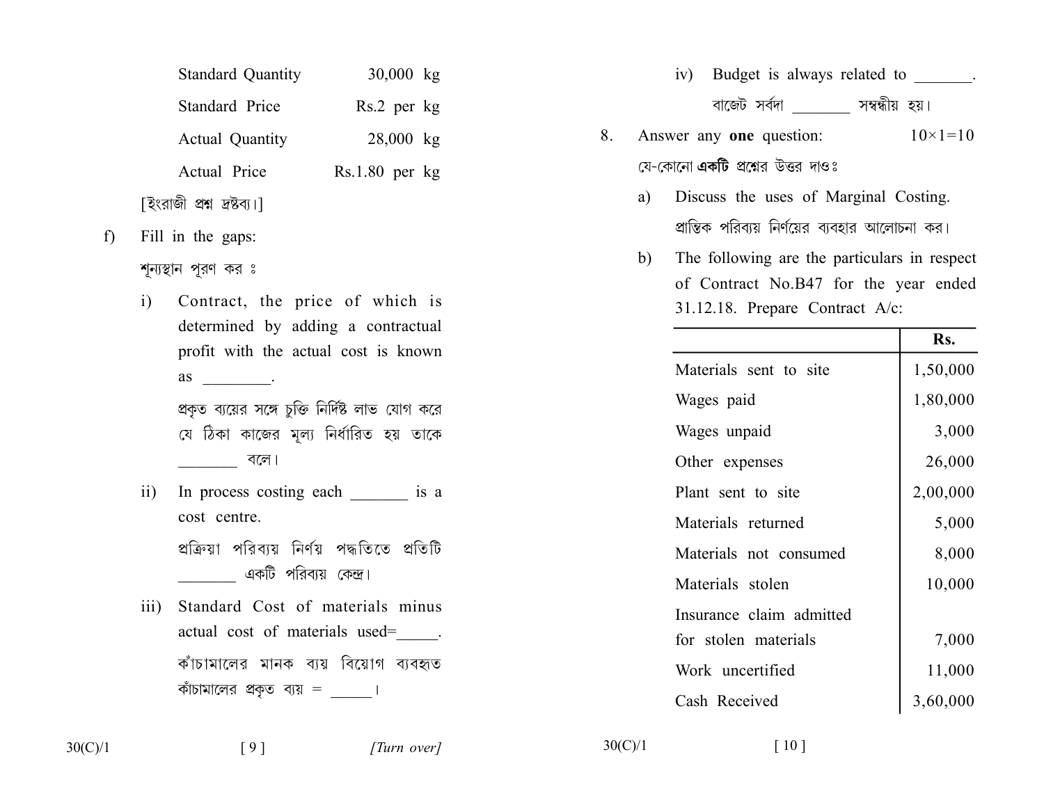| | |
|---|---|
| Standard Quantity | 30,000 kg |
| Standard Price | Rs.2 per kg |
| Actual Quantity | 28,000 kg |
| Actual Price | Rs.1.80 per kg |

[ইংরাজী প্রশ্ন দ্রষ্টব্য।]

f) Fill in the gaps:

শূন্যস্থান পূরণ কর ঃ

i) Contract, the price of which is determined by adding a contractual profit with the actual cost is known as ________.

প্রকৃত ব্যয়ের সঙ্গে চুক্তি নির্দিষ্ট লাভ যোগ করে যে ঠিকা কাজের মূল্য নির্ধারিত হয় তাকে _______ বলে।

ii) In process costing each _______ is a cost centre.

প্রক্রিয়া পরিব্যয় নির্ণয় পদ্ধতিতে প্রতিটি _______ একটি পরিব্যয় কেন্দ্র।

iii) Standard Cost of materials minus actual cost of materials used=_____.

কাঁচামালের মানক ব্যয় বিয়োগ ব্যবহৃত কাঁচামালের প্রকৃত ব্যয় = _____।

iv) Budget is always related to _______.

বাজেট সর্বদা _______ সম্বন্ধীয় হয়।

8. Answer any **one** question: 10×1=10

যে-কোনো **একটি** প্রশ্নের উত্তর দাওঃ

a) Discuss the uses of Marginal Costing.

প্রান্তিক পরিব্যয় নির্ণয়ের ব্যবহার আলোচনা কর।

b) The following are the particulars in respect of Contract No.B47 for the year ended 31.12.18. Prepare Contract A/c:

| | Rs. |
|---|---|
| Materials sent to site | 1,50,000 |
| Wages paid | 1,80,000 |
| Wages unpaid | 3,000 |
| Other expenses | 26,000 |
| Plant sent to site | 2,00,000 |
| Materials returned | 5,000 |
| Materials not consumed | 8,000 |
| Materials stolen | 10,000 |
| Insurance claim admitted for stolen materials | 7,000 |
| Work uncertified | 11,000 |
| Cash Received | 3,60,000 |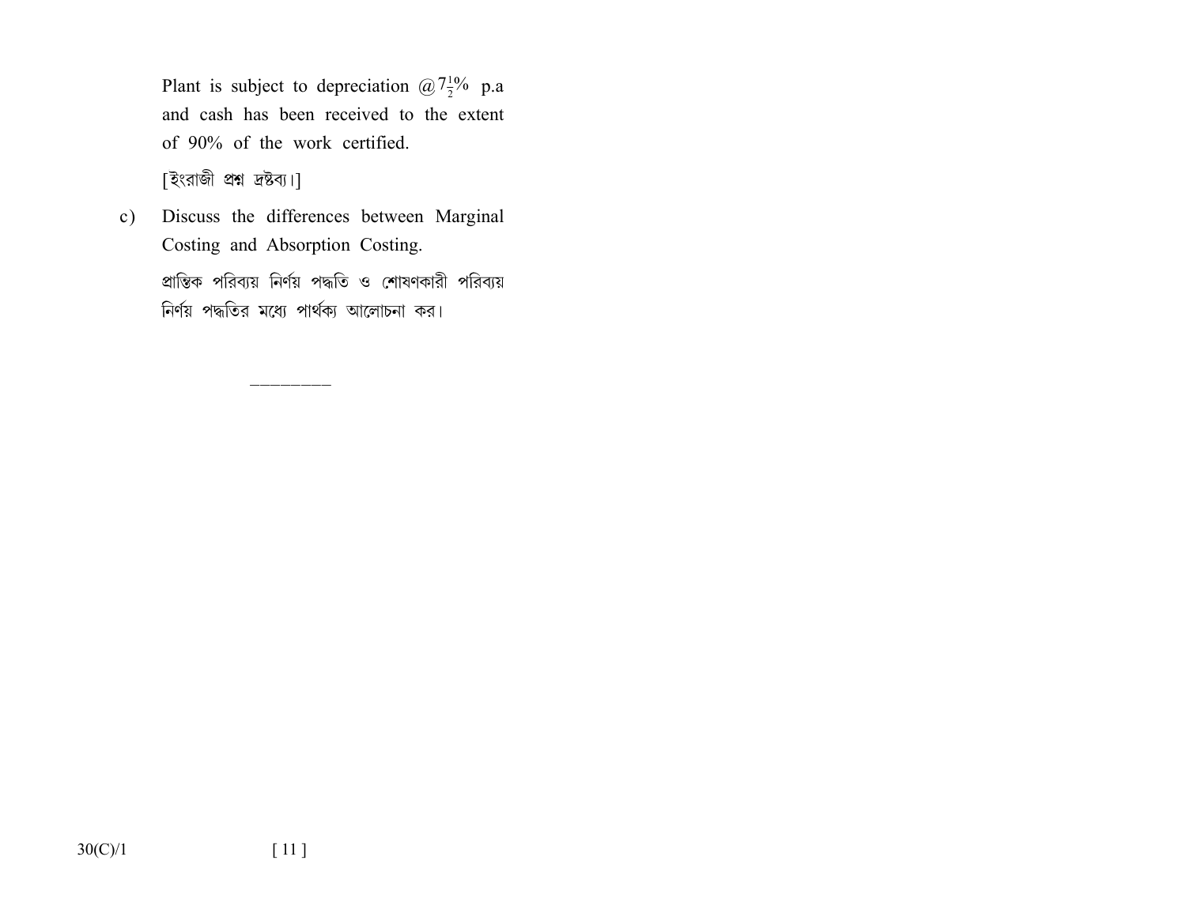Plant is subject to depreciation @ $7\frac{1}{2}\%$ p.a and cash has been received to the extent of 90% of the work certified.

[ইংরাজী প্রশ্ন দ্রষ্টব্য।]

c) Discuss the differences between Marginal Costing and Absorption Costing.

প্রান্তিক পরিব্যয় নির্ণয় পদ্ধতি ও শোষণকারী পরিব্যয় নির্ণয় পদ্ধতির মধ্যে পার্থক্য আলোচনা কর।

---